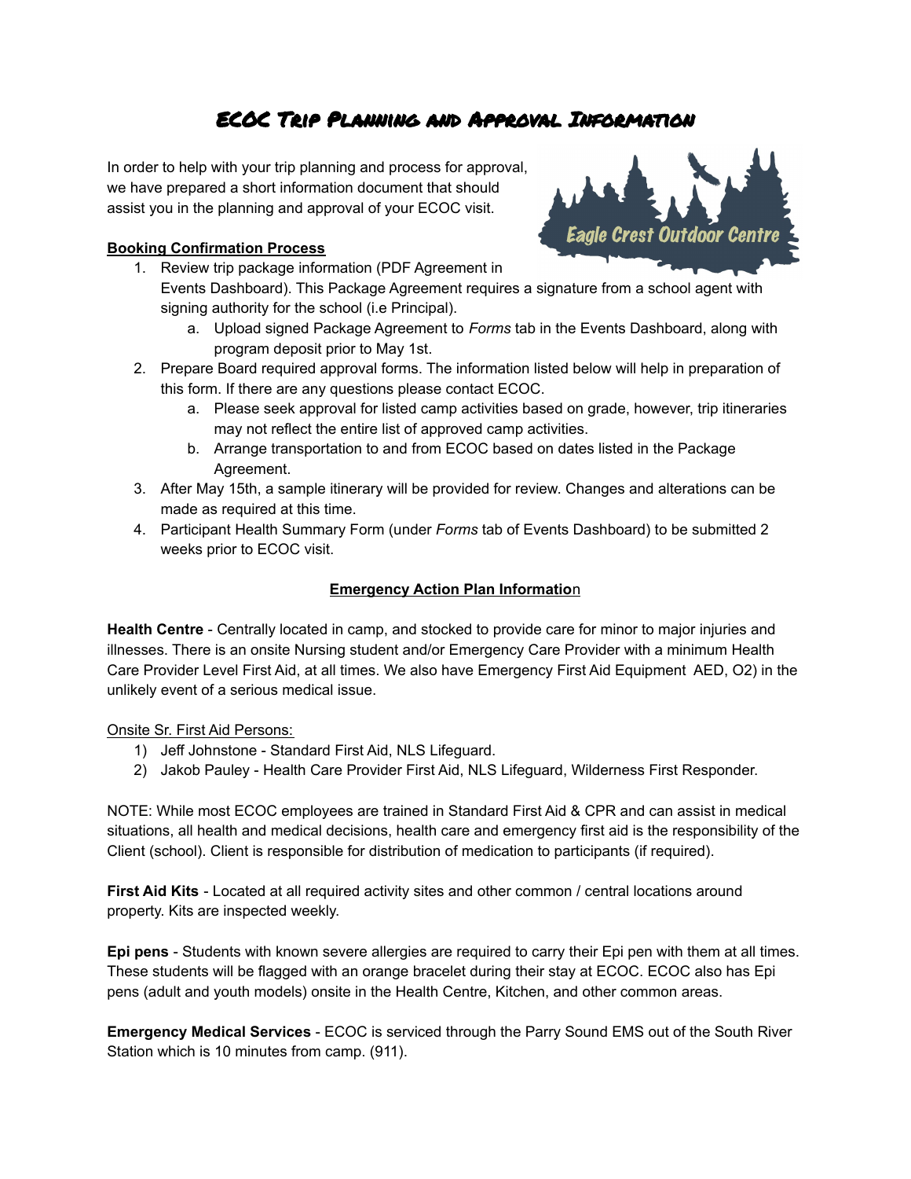# ECOC Trip Planning and Approval Information

In order to help with your trip planning and process for approval, we have prepared a short information document that should assist you in the planning and approval of your ECOC visit.

**Booking Confirmation Process**

1. Review trip package information (PDF Agreement in Events Dashboard). This Package Agreement requires a signature from a school agent with signing authority for the school (i.e Principal).
   a. Upload signed Package Agreement to *Forms* tab in the Events Dashboard, along with program deposit prior to May 1st.
2. Prepare Board required approval forms. The information listed below will help in preparation of this form. If there are any questions please contact ECOC.
   a. Please seek approval for listed camp activities based on grade, however, trip itineraries may not reflect the entire list of approved camp activities.
   b. Arrange transportation to and from ECOC based on dates listed in the Package Agreement.
3. After May 15th, a sample itinerary will be provided for review. Changes and alterations can be made as required at this time.
4. Participant Health Summary Form (under *Forms* tab of Events Dashboard) to be submitted 2 weeks prior to ECOC visit.

## Emergency Action Plan Information

**Health Centre** - Centrally located in camp, and stocked to provide care for minor to major injuries and illnesses. There is an onsite Nursing student and/or Emergency Care Provider with a minimum Health Care Provider Level First Aid, at all times. We also have Emergency First Aid Equipment AED, O2) in the unlikely event of a serious medical issue.

Onsite Sr. First Aid Persons:

1) Jeff Johnstone - Standard First Aid, NLS Lifeguard.
2) Jakob Pauley - Health Care Provider First Aid, NLS Lifeguard, Wilderness First Responder.

NOTE: While most ECOC employees are trained in Standard First Aid & CPR and can assist in medical situations, all health and medical decisions, health care and emergency first aid is the responsibility of the Client (school). Client is responsible for distribution of medication to participants (if required).

**First Aid Kits** - Located at all required activity sites and other common / central locations around property. Kits are inspected weekly.

**Epi pens** - Students with known severe allergies are required to carry their Epi pen with them at all times. These students will be flagged with an orange bracelet during their stay at ECOC. ECOC also has Epi pens (adult and youth models) onsite in the Health Centre, Kitchen, and other common areas.

**Emergency Medical Services** - ECOC is serviced through the Parry Sound EMS out of the South River Station which is 10 minutes from camp. (911).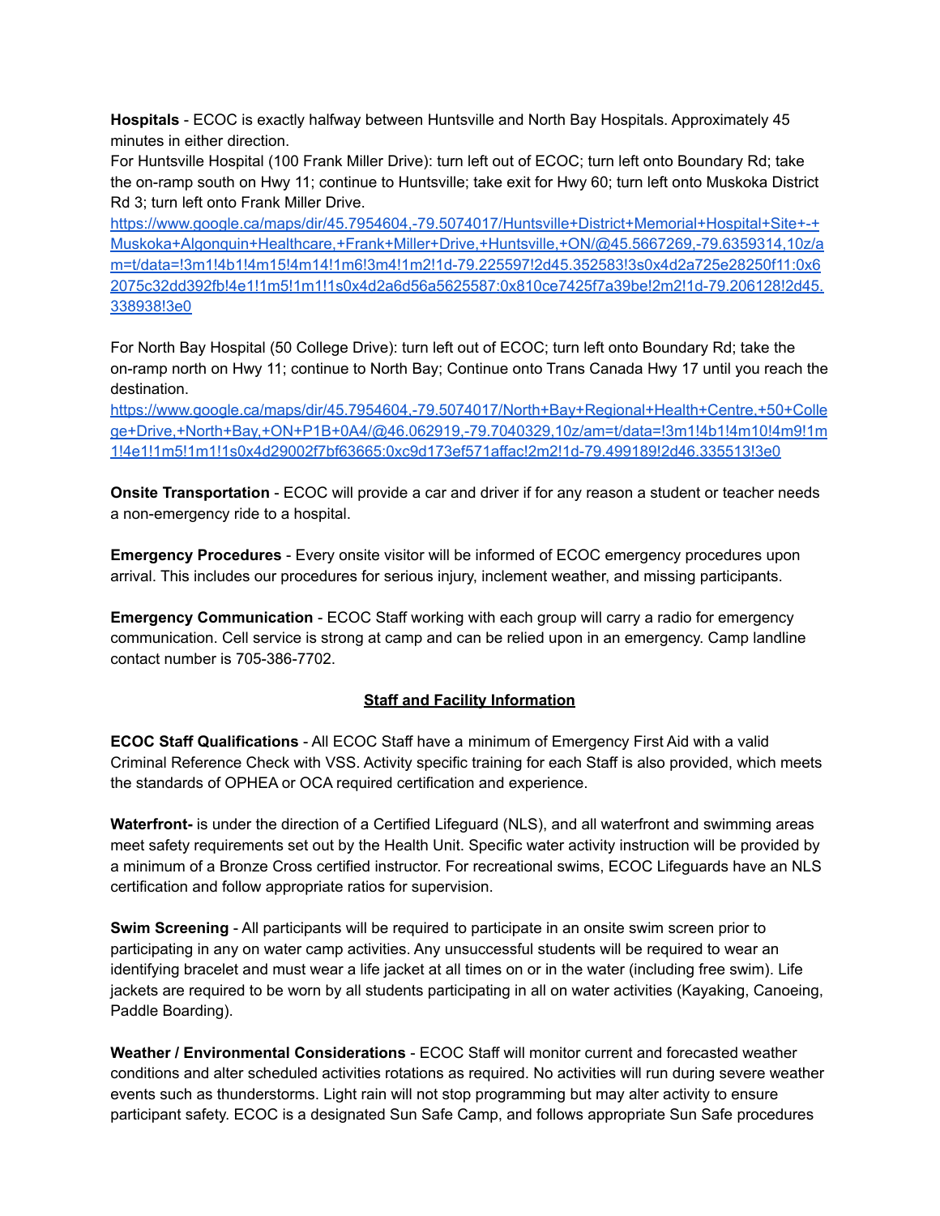**Hospitals** - ECOC is exactly halfway between Huntsville and North Bay Hospitals. Approximately 45 minutes in either direction.
For Huntsville Hospital (100 Frank Miller Drive): turn left out of ECOC; turn left onto Boundary Rd; take the on-ramp south on Hwy 11; continue to Huntsville; take exit for Hwy 60; turn left onto Muskoka District Rd 3; turn left onto Frank Miller Drive.
https://www.google.ca/maps/dir/45.7954604,-79.5074017/Huntsville+District+Memorial+Hospital+Site+-+Muskoka+Algonquin+Healthcare,+Frank+Miller+Drive,+Huntsville,+ON/@45.5667269,-79.6359314,10z/am=t/data=!3m1!4b1!4m15!4m14!1m6!3m4!1m2!1d-79.225597!2d45.352583!3s0x4d2a725e28250f11:0x62075c32dd392fb!4e1!1m5!1m1!1s0x4d2a6d56a5625587:0x810ce7425f7a39be!2m2!1d-79.206128!2d45.338938!3e0

For North Bay Hospital (50 College Drive): turn left out of ECOC; turn left onto Boundary Rd; take the on-ramp north on Hwy 11; continue to North Bay; Continue onto Trans Canada Hwy 17 until you reach the destination.
https://www.google.ca/maps/dir/45.7954604,-79.5074017/North+Bay+Regional+Health+Centre,+50+College+Drive,+North+Bay,+ON+P1B+0A4/@46.062919,-79.7040329,10z/am=t/data=!3m1!4b1!4m10!4m9!1m1!4e1!1m5!1m1!1s0x4d29002f7bf63665:0xc9d173ef571affac!2m2!1d-79.499189!2d46.335513!3e0

**Onsite Transportation** - ECOC will provide a car and driver if for any reason a student or teacher needs a non-emergency ride to a hospital.

**Emergency Procedures** - Every onsite visitor will be informed of ECOC emergency procedures upon arrival. This includes our procedures for serious injury, inclement weather, and missing participants.

**Emergency Communication** - ECOC Staff working with each group will carry a radio for emergency communication. Cell service is strong at camp and can be relied upon in an emergency. Camp landline contact number is 705-386-7702.

## Staff and Facility Information

**ECOC Staff Qualifications** - All ECOC Staff have a minimum of Emergency First Aid with a valid Criminal Reference Check with VSS. Activity specific training for each Staff is also provided, which meets the standards of OPHEA or OCA required certification and experience.

**Waterfront-** is under the direction of a Certified Lifeguard (NLS), and all waterfront and swimming areas meet safety requirements set out by the Health Unit. Specific water activity instruction will be provided by a minimum of a Bronze Cross certified instructor. For recreational swims, ECOC Lifeguards have an NLS certification and follow appropriate ratios for supervision.

**Swim Screening** - All participants will be required to participate in an onsite swim screen prior to participating in any on water camp activities. Any unsuccessful students will be required to wear an identifying bracelet and must wear a life jacket at all times on or in the water (including free swim). Life jackets are required to be worn by all students participating in all on water activities (Kayaking, Canoeing, Paddle Boarding).

**Weather / Environmental Considerations** - ECOC Staff will monitor current and forecasted weather conditions and alter scheduled activities rotations as required. No activities will run during severe weather events such as thunderstorms. Light rain will not stop programming but may alter activity to ensure participant safety. ECOC is a designated Sun Safe Camp, and follows appropriate Sun Safe procedures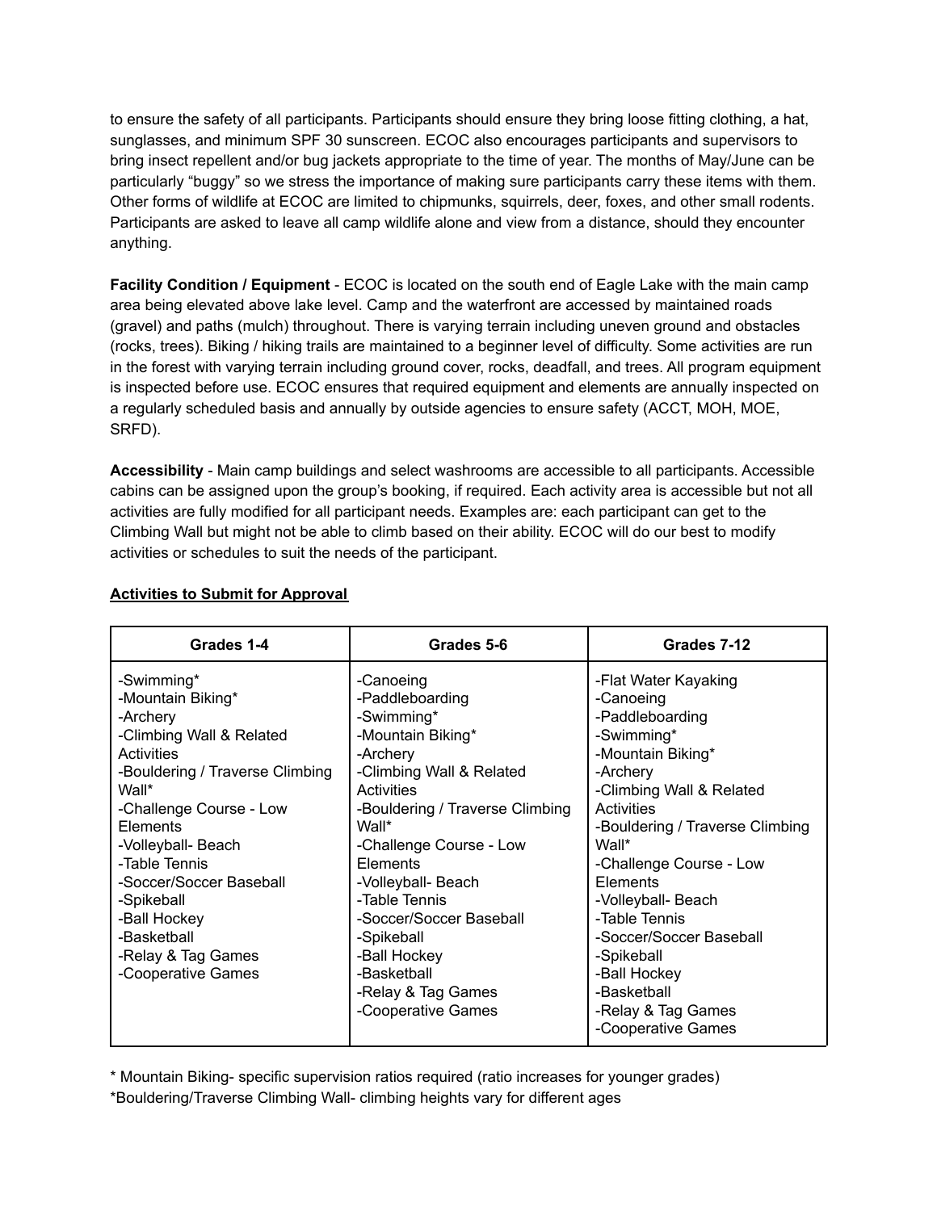to ensure the safety of all participants. Participants should ensure they bring loose fitting clothing, a hat, sunglasses, and minimum SPF 30 sunscreen. ECOC also encourages participants and supervisors to bring insect repellent and/or bug jackets appropriate to the time of year. The months of May/June can be particularly "buggy" so we stress the importance of making sure participants carry these items with them. Other forms of wildlife at ECOC are limited to chipmunks, squirrels, deer, foxes, and other small rodents. Participants are asked to leave all camp wildlife alone and view from a distance, should they encounter anything.

**Facility Condition / Equipment** - ECOC is located on the south end of Eagle Lake with the main camp area being elevated above lake level. Camp and the waterfront are accessed by maintained roads (gravel) and paths (mulch) throughout. There is varying terrain including uneven ground and obstacles (rocks, trees). Biking / hiking trails are maintained to a beginner level of difficulty. Some activities are run in the forest with varying terrain including ground cover, rocks, deadfall, and trees. All program equipment is inspected before use. ECOC ensures that required equipment and elements are annually inspected on a regularly scheduled basis and annually by outside agencies to ensure safety (ACCT, MOH, MOE, SRFD).

**Accessibility** - Main camp buildings and select washrooms are accessible to all participants. Accessible cabins can be assigned upon the group's booking, if required. Each activity area is accessible but not all activities are fully modified for all participant needs. Examples are: each participant can get to the Climbing Wall but might not be able to climb based on their ability. ECOC will do our best to modify activities or schedules to suit the needs of the participant.

**<u>Activities to Submit for Approval</u>**

| Grades 1-4 | Grades 5-6 | Grades 7-12 |
|---|---|---|
| -Swimming*<br>-Mountain Biking*<br>-Archery<br>-Climbing Wall & Related Activities<br>-Bouldering / Traverse Climbing Wall*<br>-Challenge Course - Low Elements<br>-Volleyball- Beach<br>-Table Tennis<br>-Soccer/Soccer Baseball<br>-Spikeball<br>-Ball Hockey<br>-Basketball<br>-Relay & Tag Games<br>-Cooperative Games | -Canoeing<br>-Paddleboarding<br>-Swimming*<br>-Mountain Biking*<br>-Archery<br>-Climbing Wall & Related Activities<br>-Bouldering / Traverse Climbing Wall*<br>-Challenge Course - Low Elements<br>-Volleyball- Beach<br>-Table Tennis<br>-Soccer/Soccer Baseball<br>-Spikeball<br>-Ball Hockey<br>-Basketball<br>-Relay & Tag Games<br>-Cooperative Games | -Flat Water Kayaking<br>-Canoeing<br>-Paddleboarding<br>-Swimming*<br>-Mountain Biking*<br>-Archery<br>-Climbing Wall & Related Activities<br>-Bouldering / Traverse Climbing Wall*<br>-Challenge Course - Low Elements<br>-Volleyball- Beach<br>-Table Tennis<br>-Soccer/Soccer Baseball<br>-Spikeball<br>-Ball Hockey<br>-Basketball<br>-Relay & Tag Games<br>-Cooperative Games |

* Mountain Biking- specific supervision ratios required (ratio increases for younger grades)

*Bouldering/Traverse Climbing Wall- climbing heights vary for different ages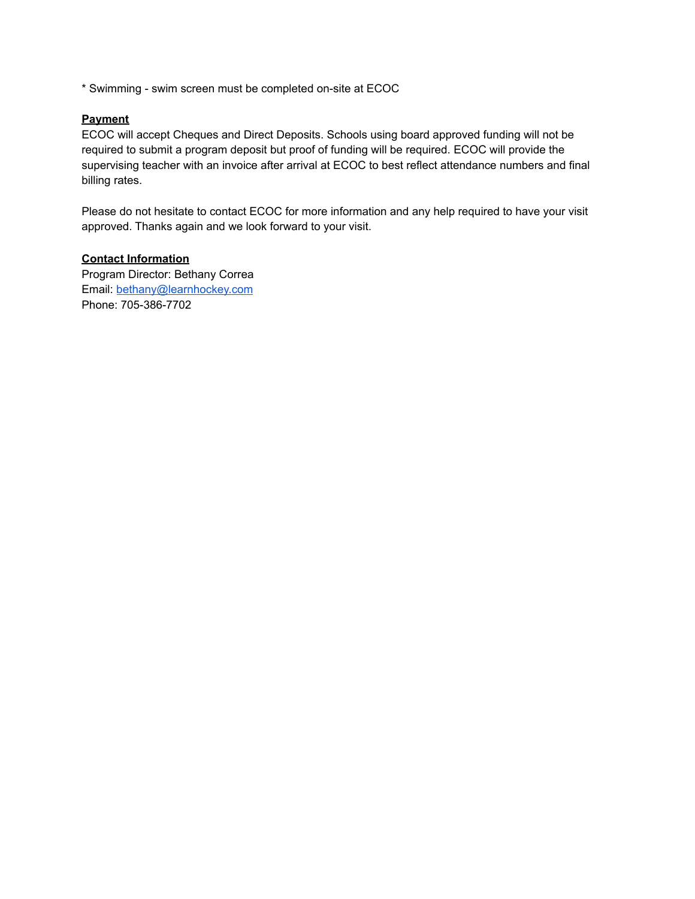* Swimming - swim screen must be completed on-site at ECOC

**Payment**

ECOC will accept Cheques and Direct Deposits. Schools using board approved funding will not be required to submit a program deposit but proof of funding will be required. ECOC will provide the supervising teacher with an invoice after arrival at ECOC to best reflect attendance numbers and final billing rates.

Please do not hesitate to contact ECOC for more information and any help required to have your visit approved. Thanks again and we look forward to your visit.

**Contact Information**

Program Director: Bethany Correa
Email: bethany@learnhockey.com
Phone: 705-386-7702